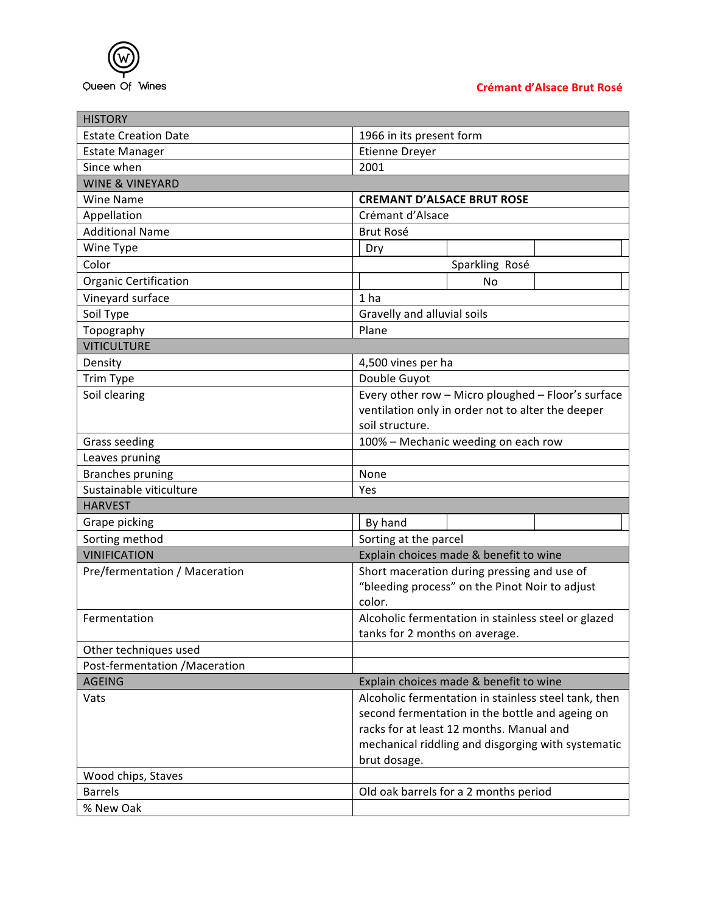Queen Of Wines

# Crémant d'Alsace Brut Rosé

| HISTORY | |
|---|---|
| Estate Creation Date | 1966 in its present form |
| Estate Manager | Etienne Dreyer |
| Since when | 2001 |
| **WINE & VINEYARD** | |
| Wine Name | **CREMANT D'ALSACE BRUT ROSE** |
| Appellation | Crémant d'Alsace |
| Additional Name | Brut Rosé |
| Wine Type | Dry |
| Color | Sparkling Rosé |
| Organic Certification | No |
| Vineyard surface | 1 ha |
| Soil Type | Gravelly and alluvial soils |
| Topography | Plane |
| **VITICULTURE** | |
| Density | 4,500 vines per ha |
| Trim Type | Double Guyot |
| Soil clearing | Every other row – Micro ploughed – Floor's surface ventilation only in order not to alter the deeper soil structure. |
| Grass seeding | 100% – Mechanic weeding on each row |
| Leaves pruning | |
| Branches pruning | None |
| Sustainable viticulture | Yes |
| **HARVEST** | |
| Grape picking | By hand |
| Sorting method | Sorting at the parcel |
| **VINIFICATION** | **Explain choices made & benefit to wine** |
| Pre/fermentation / Maceration | Short maceration during pressing and use of "bleeding process" on the Pinot Noir to adjust color. |
| Fermentation | Alcoholic fermentation in stainless steel or glazed tanks for 2 months on average. |
| Other techniques used | |
| Post-fermentation /Maceration | |
| **AGEING** | **Explain choices made & benefit to wine** |
| Vats | Alcoholic fermentation in stainless steel tank, then second fermentation in the bottle and ageing on racks for at least 12 months. Manual and mechanical riddling and disgorging with systematic brut dosage. |
| Wood chips, Staves | |
| Barrels | Old oak barrels for a 2 months period |
| % New Oak | |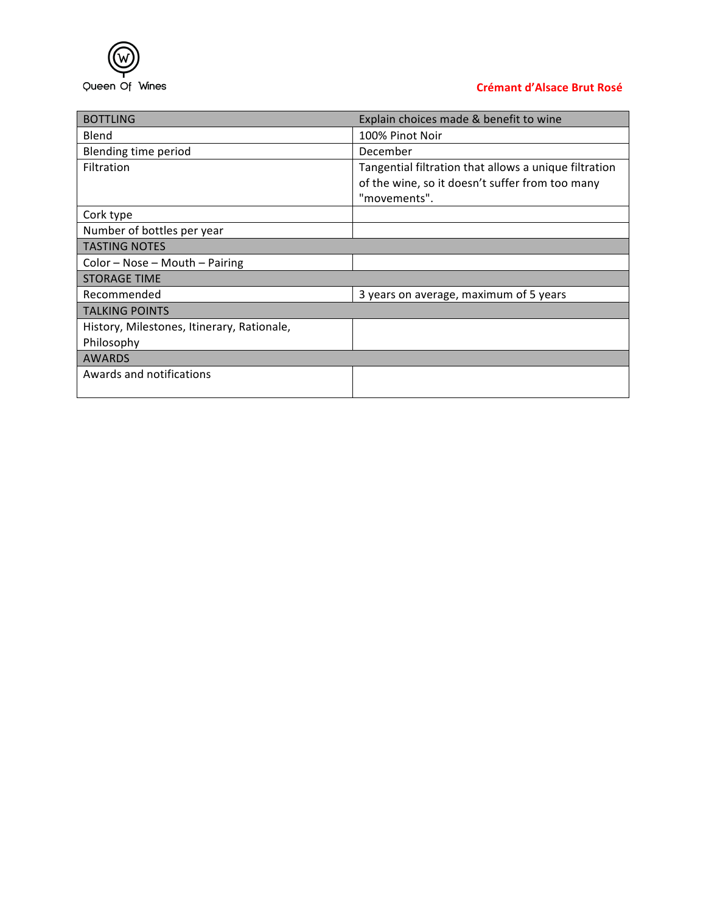Queen Of Wines

**Crémant d'Alsace Brut Rosé**

| BOTTLING | Explain choices made & benefit to wine |
| --- | --- |
| Blend | 100% Pinot Noir |
| Blending time period | December |
| Filtration | Tangential filtration that allows a unique filtration of the wine, so it doesn't suffer from too many "movements". |
| Cork type | |
| Number of bottles per year | |
| TASTING NOTES | |
| Color – Nose – Mouth – Pairing | |
| STORAGE TIME | |
| Recommended | 3 years on average, maximum of 5 years |
| TALKING POINTS | |
| History, Milestones, Itinerary, Rationale, Philosophy | |
| AWARDS | |
| Awards and notifications | |